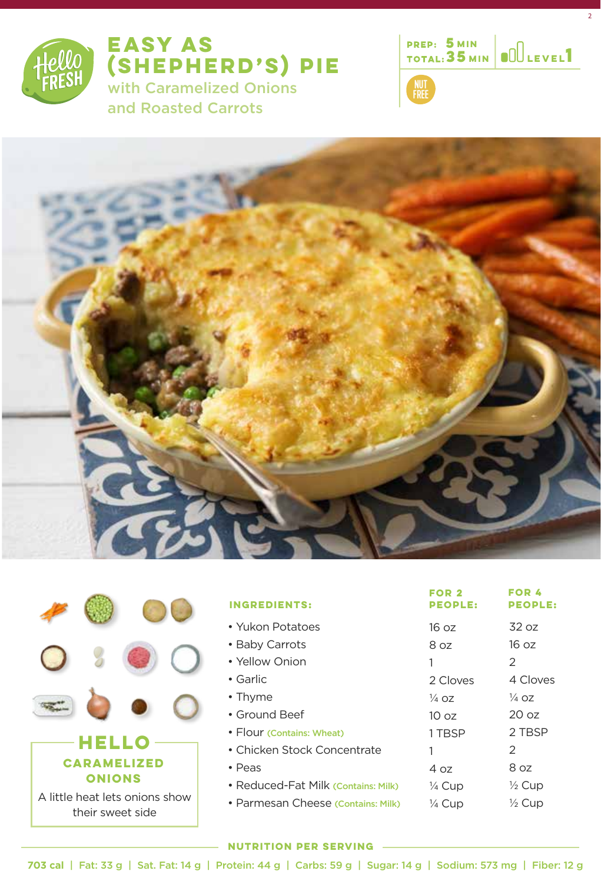# EASY AS (SHEPHERD'S) PIE

## with Caramelized Onions and Roasted Carrots

PREP: 5 MIN
TOTAL: 35 MIN
LEVEL 1

NUT FREE

| INGREDIENTS: | FOR 2 PEOPLE: | FOR 4 PEOPLE: |
|---|---|---|
| • Yukon Potatoes | 16 oz | 32 oz |
| • Baby Carrots | 8 oz | 16 oz |
| • Yellow Onion | 1 | 2 |
| • Garlic | 2 Cloves | 4 Cloves |
| • Thyme | ¼ oz | ¼ oz |
| • Ground Beef | 10 oz | 20 oz |
| • Flour (Contains: Wheat) | 1 TBSP | 2 TBSP |
| • Chicken Stock Concentrate | 1 | 2 |
| • Peas | 4 oz | 8 oz |
| • Reduced-Fat Milk (Contains: Milk) | ¼ Cup | ½ Cup |
| • Parmesan Cheese (Contains: Milk) | ¼ Cup | ½ Cup |

## HELLO CARAMELIZED ONIONS

A little heat lets onions show their sweet side

### NUTRITION PER SERVING

703 cal | Fat: 33 g | Sat. Fat: 14 g | Protein: 44 g | Carbs: 59 g | Sugar: 14 g | Sodium: 573 mg | Fiber: 12 g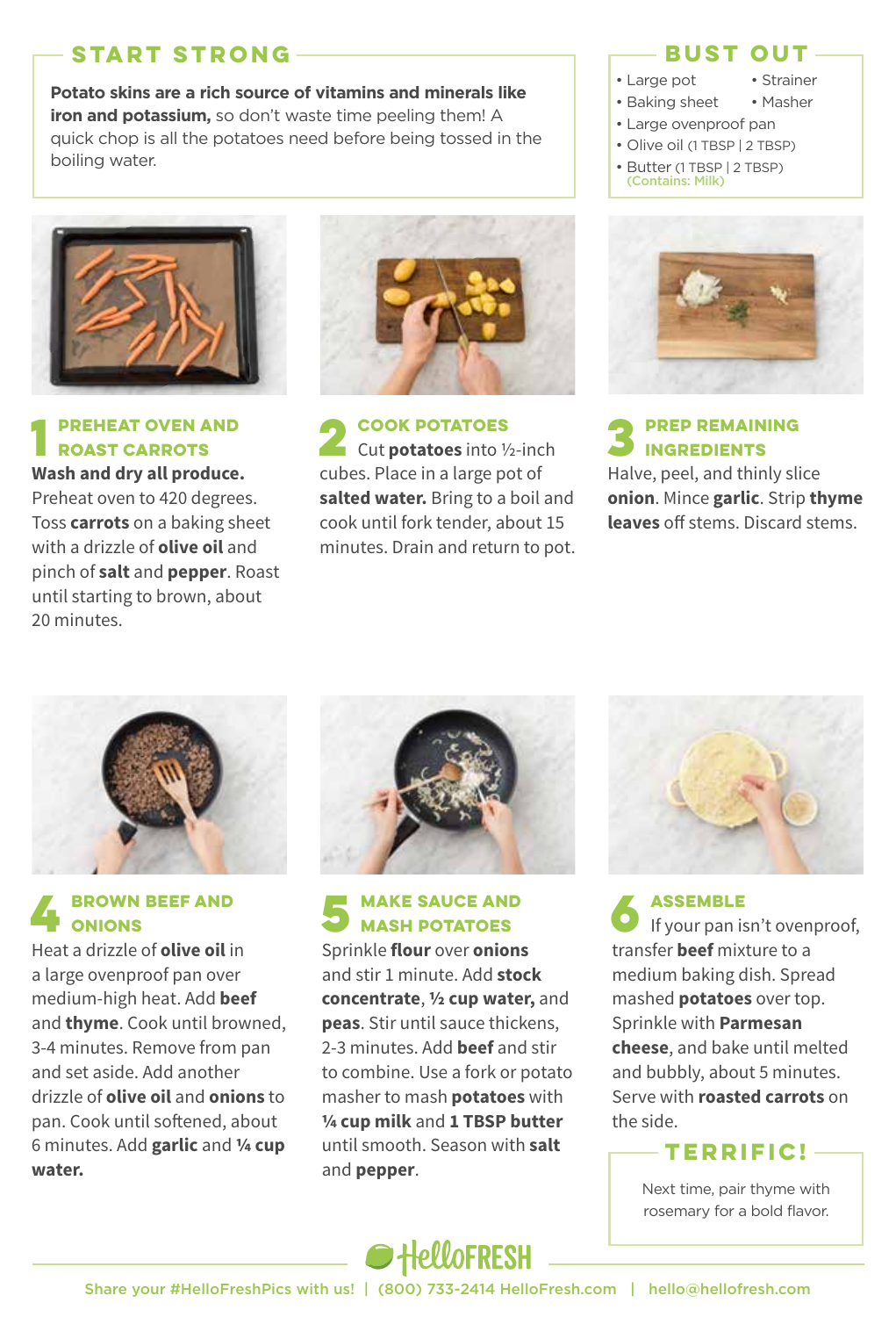## START STRONG

**Potato skins are a rich source of vitamins and minerals like iron and potassium,** so don't waste time peeling them! A quick chop is all the potatoes need before being tossed in the boiling water.

## BUST OUT

- Large pot
- Strainer
- Baking sheet
- Masher
- Large ovenproof pan
- Olive oil (1 TBSP | 2 TBSP)
- Butter (1 TBSP | 2 TBSP) (Contains: Milk)

### 1 PREHEAT OVEN AND ROAST CARROTS

**Wash and dry all produce.** Preheat oven to 420 degrees. Toss **carrots** on a baking sheet with a drizzle of **olive oil** and pinch of **salt** and **pepper**. Roast until starting to brown, about 20 minutes.

### 2 COOK POTATOES

Cut **potatoes** into ½-inch cubes. Place in a large pot of **salted water.** Bring to a boil and cook until fork tender, about 15 minutes. Drain and return to pot.

### 3 PREP REMAINING INGREDIENTS

Halve, peel, and thinly slice **onion**. Mince **garlic**. Strip **thyme leaves** off stems. Discard stems.

### 4 BROWN BEEF AND ONIONS

Heat a drizzle of **olive oil** in a large ovenproof pan over medium-high heat. Add **beef** and **thyme**. Cook until browned, 3-4 minutes. Remove from pan and set aside. Add another drizzle of **olive oil** and **onions** to pan. Cook until softened, about 6 minutes. Add **garlic** and **¼ cup water.**

### 5 MAKE SAUCE AND MASH POTATOES

Sprinkle **flour** over **onions** and stir 1 minute. Add **stock concentrate**, **½ cup water,** and **peas**. Stir until sauce thickens, 2-3 minutes. Add **beef** and stir to combine. Use a fork or potato masher to mash **potatoes** with **¼ cup milk** and **1 TBSP butter** until smooth. Season with **salt** and **pepper**.

### 6 ASSEMBLE

If your pan isn't ovenproof, transfer **beef** mixture to a medium baking dish. Spread mashed **potatoes** over top. Sprinkle with **Parmesan cheese**, and bake until melted and bubbly, about 5 minutes. Serve with **roasted carrots** on the side.

## TERRIFIC!

Next time, pair thyme with rosemary for a bold flavor.

HelloFRESH

Share your #HelloFreshPics with us! | (800) 733-2414 HelloFresh.com | hello@hellofresh.com